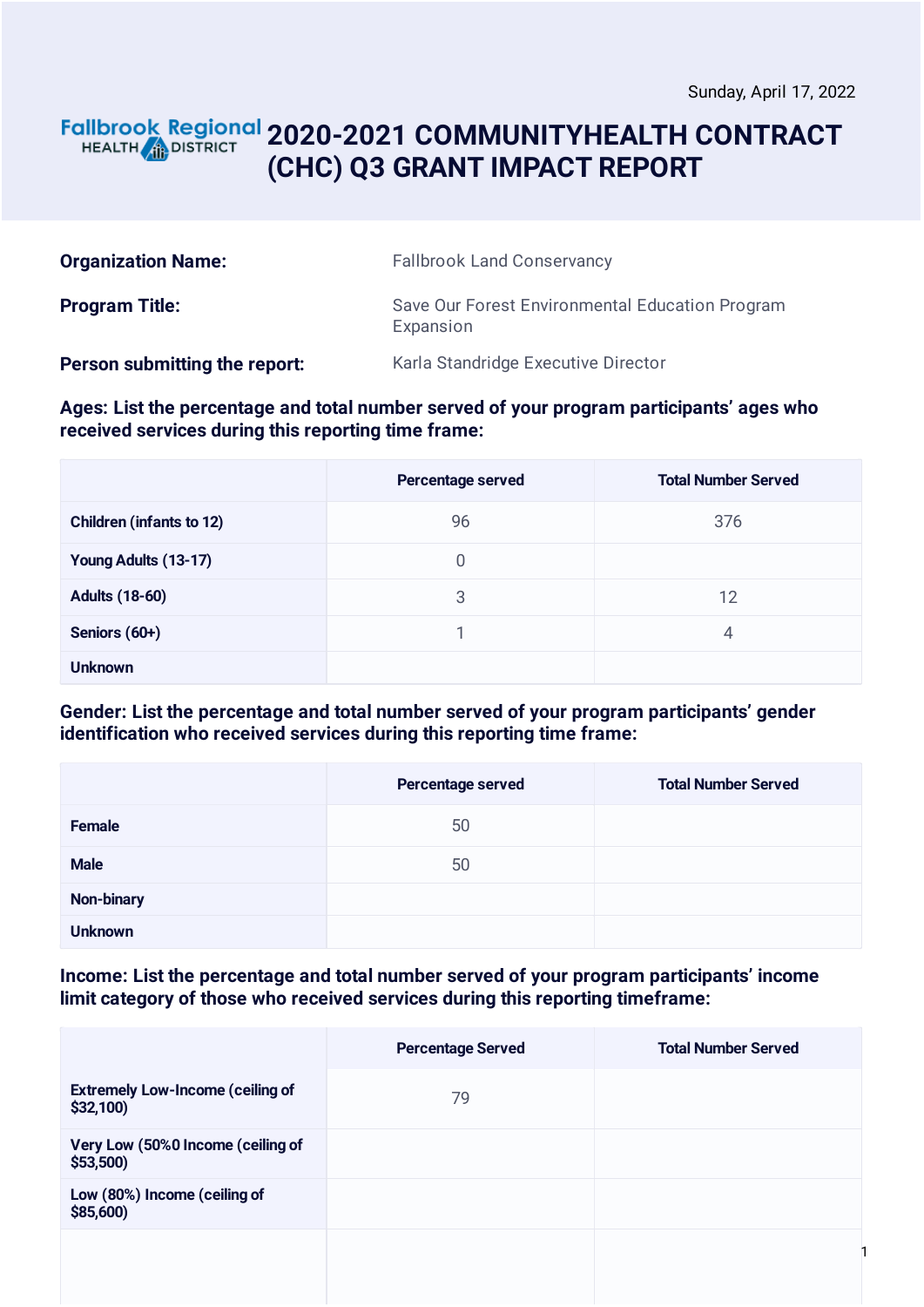Sunday, April 17, 2022

# 2020-2021 COMMUNITYHEALTH CONTRACT (CHC) Q3 GRANT IMPACT REPORT

**Organization Name:** Fallbrook Land Conservancy

**Program Title:** Save Our Forest Environmental Education Program Expansion

**Person submitting the report:** Karla Standridge Executive Director

**Ages: List the percentage and total number served of your program participants' ages who received services during this reporting time frame:**

| | Percentage served | Total Number Served |
|---|---|---|
| **Children (infants to 12)** | 96 | 376 |
| **Young Adults (13-17)** | 0 | |
| **Adults (18-60)** | 3 | 12 |
| **Seniors (60+)** | 1 | 4 |
| **Unknown** | | |

**Gender: List the percentage and total number served of your program participants' gender identification who received services during this reporting time frame:**

| | Percentage served | Total Number Served |
|---|---|---|
| **Female** | 50 | |
| **Male** | 50 | |
| **Non-binary** | | |
| **Unknown** | | |

**Income: List the percentage and total number served of your program participants' income limit category of those who received services during this reporting timeframe:**

| | Percentage Served | Total Number Served |
|---|---|---|
| **Extremely Low-Income (ceiling of $32,100)** | 79 | |
| **Very Low (50%0 Income (ceiling of $53,500)** | | |
| **Low (80%) Income (ceiling of $85,600)** | | |
| | | |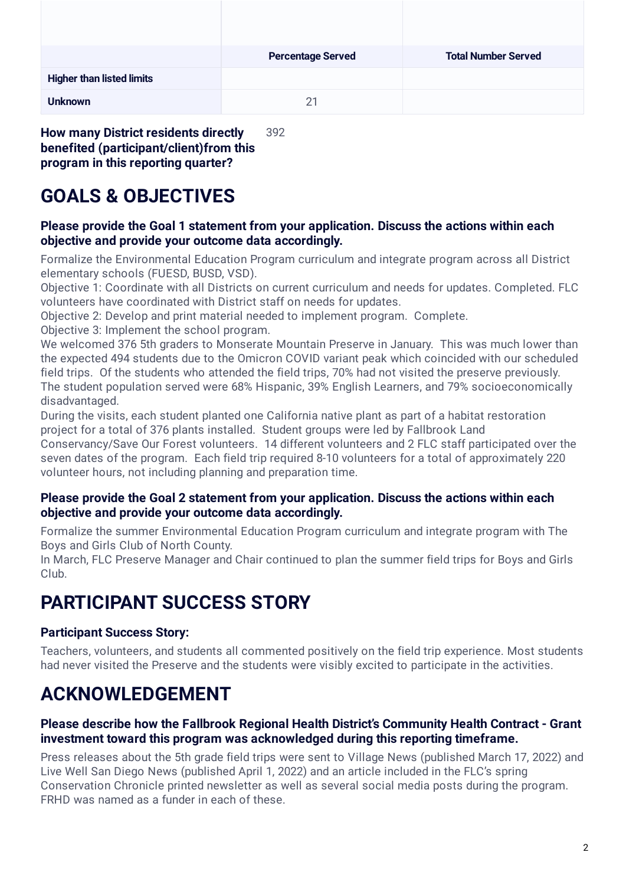| | Percentage Served | Total Number Served |
| --- | --- | --- |
| **Higher than listed limits** | | |
| **Unknown** | 21 | |

**How many District residents directly benefited (participant/client)from this program in this reporting quarter?** 392

# GOALS & OBJECTIVES

### Please provide the Goal 1 statement from your application. Discuss the actions within each objective and provide your outcome data accordingly.

Formalize the Environmental Education Program curriculum and integrate program across all District elementary schools (FUESD, BUSD, VSD).
Objective 1: Coordinate with all Districts on current curriculum and needs for updates. Completed. FLC volunteers have coordinated with District staff on needs for updates.
Objective 2: Develop and print material needed to implement program. Complete.
Objective 3: Implement the school program.
We welcomed 376 5th graders to Monserate Mountain Preserve in January. This was much lower than the expected 494 students due to the Omicron COVID variant peak which coincided with our scheduled field trips. Of the students who attended the field trips, 70% had not visited the preserve previously. The student population served were 68% Hispanic, 39% English Learners, and 79% socioeconomically disadvantaged.
During the visits, each student planted one California native plant as part of a habitat restoration project for a total of 376 plants installed. Student groups were led by Fallbrook Land Conservancy/Save Our Forest volunteers. 14 different volunteers and 2 FLC staff participated over the seven dates of the program. Each field trip required 8-10 volunteers for a total of approximately 220 volunteer hours, not including planning and preparation time.

### Please provide the Goal 2 statement from your application. Discuss the actions within each objective and provide your outcome data accordingly.

Formalize the summer Environmental Education Program curriculum and integrate program with The Boys and Girls Club of North County.
In March, FLC Preserve Manager and Chair continued to plan the summer field trips for Boys and Girls Club.

# PARTICIPANT SUCCESS STORY

### Participant Success Story:

Teachers, volunteers, and students all commented positively on the field trip experience. Most students had never visited the Preserve and the students were visibly excited to participate in the activities.

# ACKNOWLEDGEMENT

### Please describe how the Fallbrook Regional Health District's Community Health Contract - Grant investment toward this program was acknowledged during this reporting timeframe.

Press releases about the 5th grade field trips were sent to Village News (published March 17, 2022) and Live Well San Diego News (published April 1, 2022) and an article included in the FLC's spring Conservation Chronicle printed newsletter as well as several social media posts during the program. FRHD was named as a funder in each of these.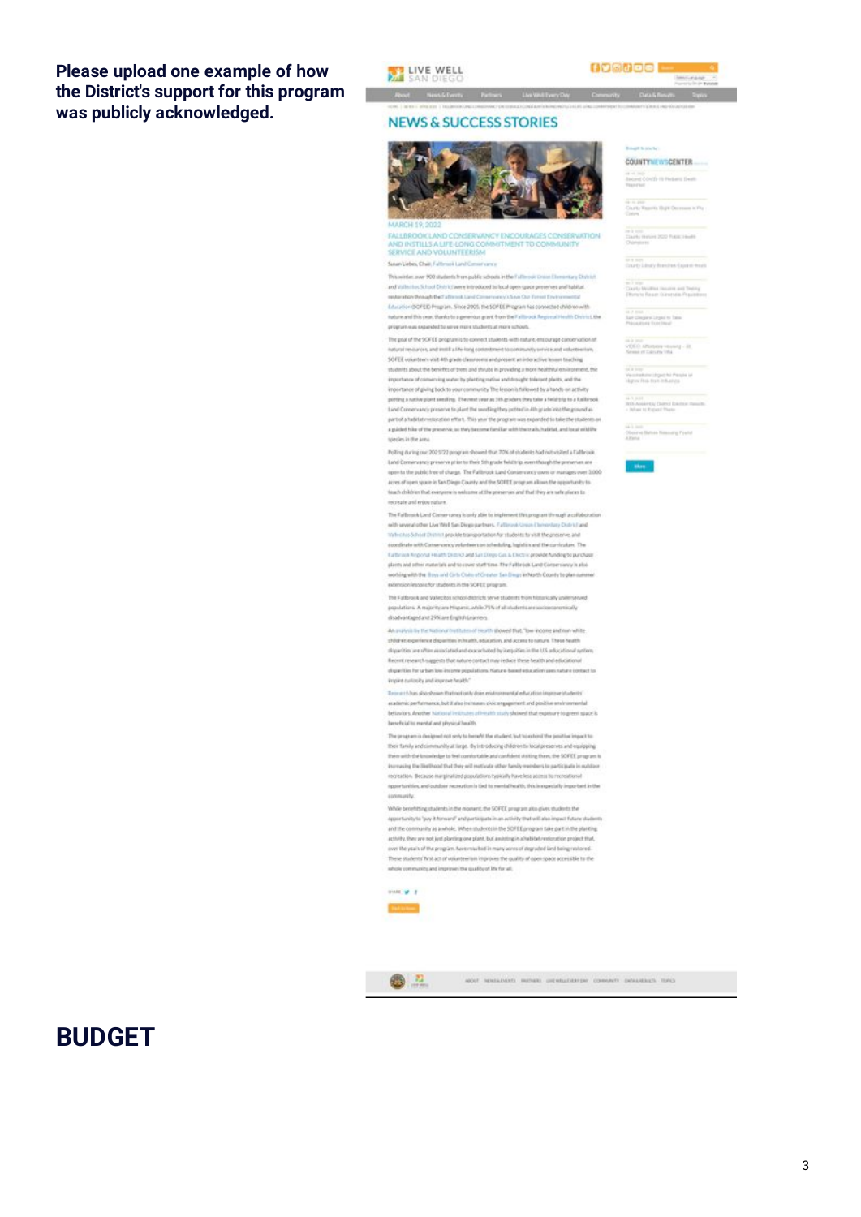**Please upload one example of how the District's support for this program was publicly acknowledged.**

LIVE WELL SAN DIEGO

About | News & Events | Partners | Live Well Every Day | Community | Data & Results | Topics

## NEWS & SUCCESS STORIES

MARCH 19, 2022

### FALLBROOK LAND CONSERVANCY ENCOURAGES CONSERVATION AND INSTILLS A LIFE-LONG COMMITMENT TO COMMUNITY SERVICE AND VOLUNTEERISM

Susan Liebes, Chair, Fallbrook Land Conservancy

This winter, over 900 students from public schools in the Fallbrook Union Elementary District and Vallecitos School District were introduced to local open space preserves and habitat restoration through the Fallbrook Land Conservancy's Save Our Forest Environmental Education (SOFEE) Program. Since 2005, the SOFEE Program has connected children with nature and this year, thanks to a generous grant from the Fallbrook Regional Health District, the program was expanded to serve more students at more schools.

The goal of the SOFEE program is to connect students with nature, encourage conservation of natural resources, and instill a life-long commitment to community service and volunteerism. SOFEE volunteers visit 4th grade classrooms and present an interactive lesson teaching students about the benefits of trees and shrubs in providing a more healthful environment, the importance of conserving water by planting native and drought tolerant plants, and the importance of giving back to your community. The lesson is followed by a hands-on activity potting a native plant seedling. The next year as 5th graders they take a field trip to a Fallbrook Land Conservancy preserve to plant the seedling they potted in 4th grade into the ground as part of a habitat restoration effort. This year the program was expanded to take the students on a guided hike of the preserve, so they become familiar with the trails, habitat, and local wildlife species in the area.

Polling during our 2021/22 program showed that 70% of students had not visited a Fallbrook Land Conservancy preserve prior to their 5th grade field trip, even though the preserves are open to the public free of charge. The Fallbrook Land Conservancy owns or manages over 3,000 acres of open space in San Diego County and the SOFEE program allows the opportunity to teach children that everyone is welcome at the preserves and that they are safe places to recreate and enjoy nature.

The Fallbrook Land Conservancy is only able to implement this program through a collaboration with several other Live Well San Diego partners. Fallbrook Union Elementary District and Vallecitos School District provide transportation for students to visit the preserve, and coordinate with Conservancy volunteers on scheduling, logistics and the curriculum. The Fallbrook Regional Health District and San Diego Gas & Electric provide funding to purchase plants and other materials and to cover staff time. The Fallbrook Land Conservancy is also working with the Boys and Girls Clubs of Greater San Diego in North County to plan summer extension lessons for students in the SOFEE program.

The Fallbrook and Vallecitos school districts serve students from historically underserved populations. A majority are Hispanic, while 75% of all students are socioeconomically disadvantaged and 29% are English Learners.

An analysis by the National Institutes of Health showed that, "low-income and non-white children experience disparities in health, education, and access to nature. These health disparities are often associated and exacerbated by inequities in the U.S. educational system. Recent research suggests that nature contact may reduce these health and educational disparities for urban low-income populations. Nature-based education uses nature contact to inspire curiosity and improve health."

Research has also shown that not only does environmental education improve students' academic performance, but it also increases civic engagement and positive environmental behaviors. Another National Institutes of Health study showed that exposure to green space is beneficial to mental and physical health.

The program is designed not only to benefit the student but to extend the positive impact to their family and community at large. By introducing children to local preserves and equipping them with the knowledge to feel comfortable and confident visiting them, the SOFEE program is increasing the likelihood that they will motivate other family members to participate in outdoor recreation. Because marginalized populations typically have less access to recreational opportunities, and outdoor recreation is tied to mental health, this is especially important in the community.

While benefitting students in the moment, the SOFEE program also gives students the opportunity to "pay it forward" and participate in an activity that will also impact future students and the community as a whole. When students in the SOFEE program take part in the planting activity, they are not just planting one plant, but assisting in a habitat restoration project that, over the years of the program, have resulted in many acres of degraded land being restored. These students' first act of volunteerism improves the quality of open space accessible to the whole community and improves the quality of life for all.

SHARE

Back to News

COUNTY NEWS CENTER

More

# BUDGET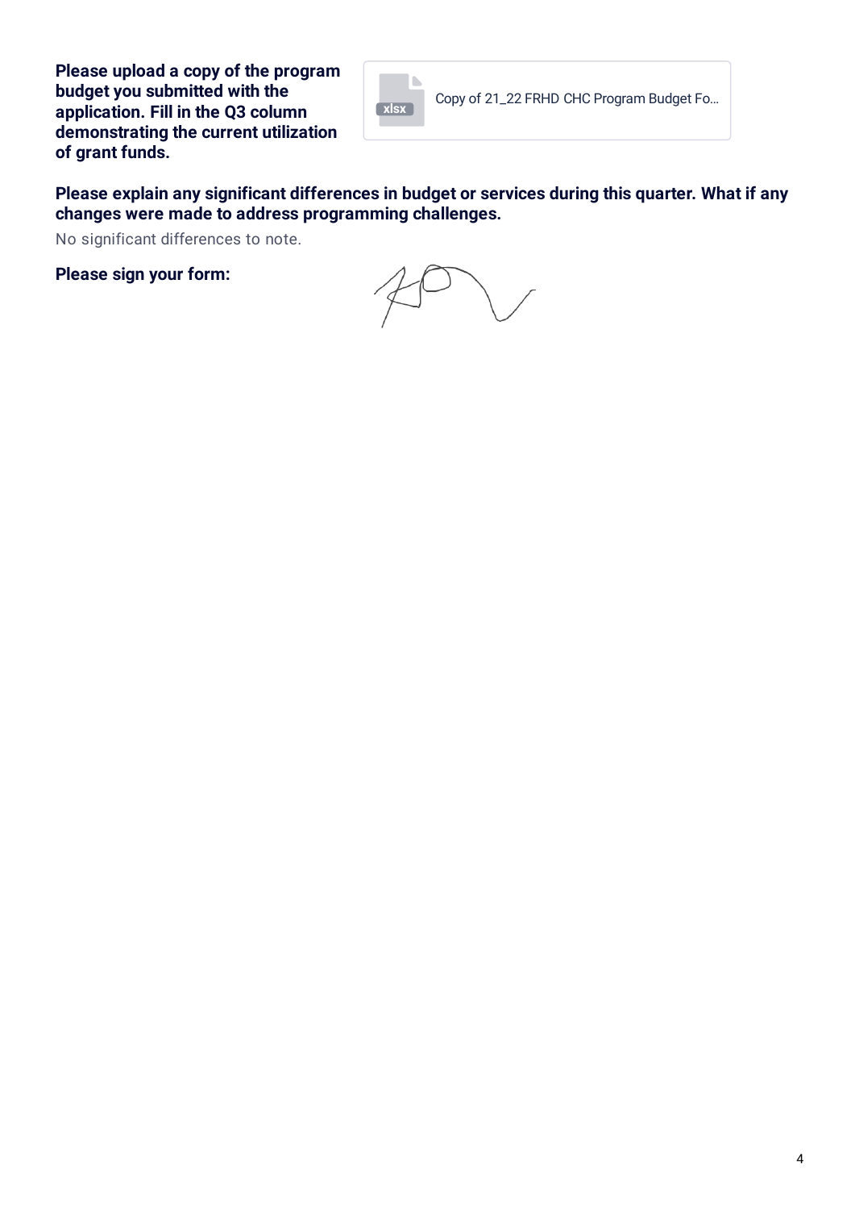**Please upload a copy of the program budget you submitted with the application. Fill in the Q3 column demonstrating the current utilization of grant funds.**

xlsx Copy of 21_22 FRHD CHC Program Budget Fo...

**Please explain any significant differences in budget or services during this quarter. What if any changes were made to address programming challenges.**

No significant differences to note.

**Please sign your form:**